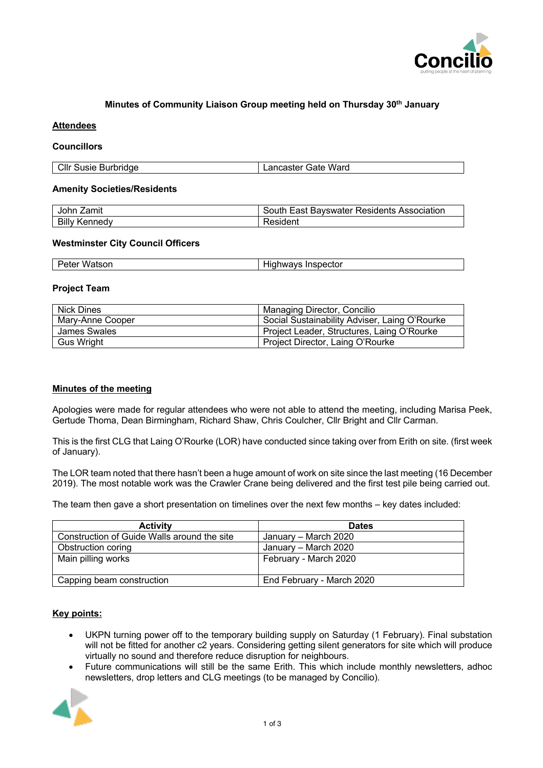**Minutes of Community Liaison Group meeting held on Thursday 30th January**

**Attendees**

**Councillors**

| Cllr Susie Burbridge | Lancaster Gate Ward |
|---|---|

**Amenity Societies/Residents**

| John Zamit | South East Bayswater Residents Association |
|---|---|
| Billy Kennedy | Resident |

**Westminster City Council Officers**

| Peter Watson | Highways Inspector |
|---|---|

**Project Team**

| Nick Dines | Managing Director, Concilio |
|---|---|
| Mary-Anne Cooper | Social Sustainability Adviser, Laing O'Rourke |
| James Swales | Project Leader, Structures, Laing O'Rourke |
| Gus Wright | Project Director, Laing O'Rourke |

**Minutes of the meeting**

Apologies were made for regular attendees who were not able to attend the meeting, including Marisa Peek, Gertude Thoma, Dean Birmingham, Richard Shaw, Chris Coulcher, Cllr Bright and Cllr Carman.

This is the first CLG that Laing O'Rourke (LOR) have conducted since taking over from Erith on site. (first week of January).

The LOR team noted that there hasn't been a huge amount of work on site since the last meeting (16 December 2019). The most notable work was the Crawler Crane being delivered and the first test pile being carried out.

The team then gave a short presentation on timelines over the next few months – key dates included:

| Activity | Dates |
|---|---|
| Construction of Guide Walls around the site | January – March 2020 |
| Obstruction coring | January – March 2020 |
| Main pilling works | February - March 2020 |
| Capping beam construction | End February - March 2020 |

**Key points:**

- UKPN turning power off to the temporary building supply on Saturday (1 February). Final substation will not be fitted for another c2 years. Considering getting silent generators for site which will produce virtually no sound and therefore reduce disruption for neighbours.
- Future communications will still be the same Erith. This which include monthly newsletters, adhoc newsletters, drop letters and CLG meetings (to be managed by Concilio).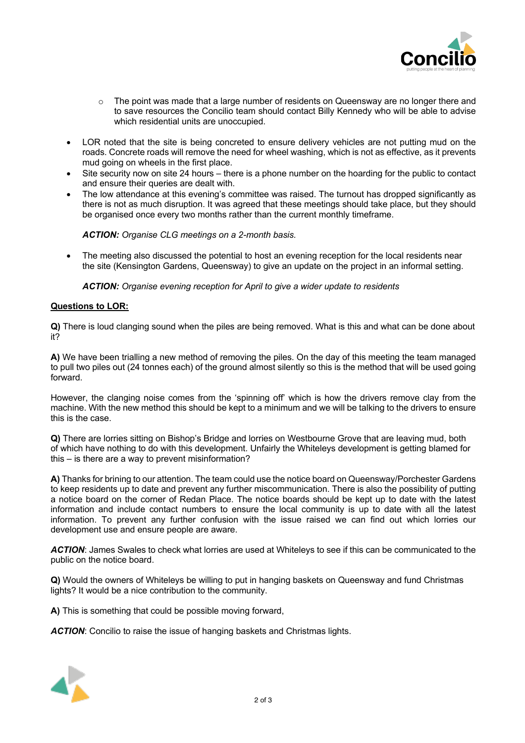- The point was made that a large number of residents on Queensway are no longer there and to save resources the Concilio team should contact Billy Kennedy who will be able to advise which residential units are unoccupied.

- LOR noted that the site is being concreted to ensure delivery vehicles are not putting mud on the roads. Concrete roads will remove the need for wheel washing, which is not as effective, as it prevents mud going on wheels in the first place.
- Site security now on site 24 hours – there is a phone number on the hoarding for the public to contact and ensure their queries are dealt with.
- The low attendance at this evening's committee was raised. The turnout has dropped significantly as there is not as much disruption. It was agreed that these meetings should take place, but they should be organised once every two months rather than the current monthly timeframe.

  ***ACTION:*** *Organise CLG meetings on a 2-month basis.*

- The meeting also discussed the potential to host an evening reception for the local residents near the site (Kensington Gardens, Queensway) to give an update on the project in an informal setting.

  ***ACTION:*** *Organise evening reception for April to give a wider update to residents*

**Questions to LOR:**

**Q)** There is loud clanging sound when the piles are being removed. What is this and what can be done about it?

**A)** We have been trialling a new method of removing the piles. On the day of this meeting the team managed to pull two piles out (24 tonnes each) of the ground almost silently so this is the method that will be used going forward.

However, the clanging noise comes from the 'spinning off' which is how the drivers remove clay from the machine. With the new method this should be kept to a minimum and we will be talking to the drivers to ensure this is the case.

**Q)** There are lorries sitting on Bishop's Bridge and lorries on Westbourne Grove that are leaving mud, both of which have nothing to do with this development. Unfairly the Whiteleys development is getting blamed for this – is there are a way to prevent misinformation?

**A)** Thanks for brining to our attention. The team could use the notice board on Queensway/Porchester Gardens to keep residents up to date and prevent any further miscommunication. There is also the possibility of putting a notice board on the corner of Redan Place. The notice boards should be kept up to date with the latest information and include contact numbers to ensure the local community is up to date with all the latest information. To prevent any further confusion with the issue raised we can find out which lorries our development use and ensure people are aware.

***ACTION***: James Swales to check what lorries are used at Whiteleys to see if this can be communicated to the public on the notice board.

**Q)** Would the owners of Whiteleys be willing to put in hanging baskets on Queensway and fund Christmas lights? It would be a nice contribution to the community.

**A)** This is something that could be possible moving forward,

***ACTION***: Concilio to raise the issue of hanging baskets and Christmas lights.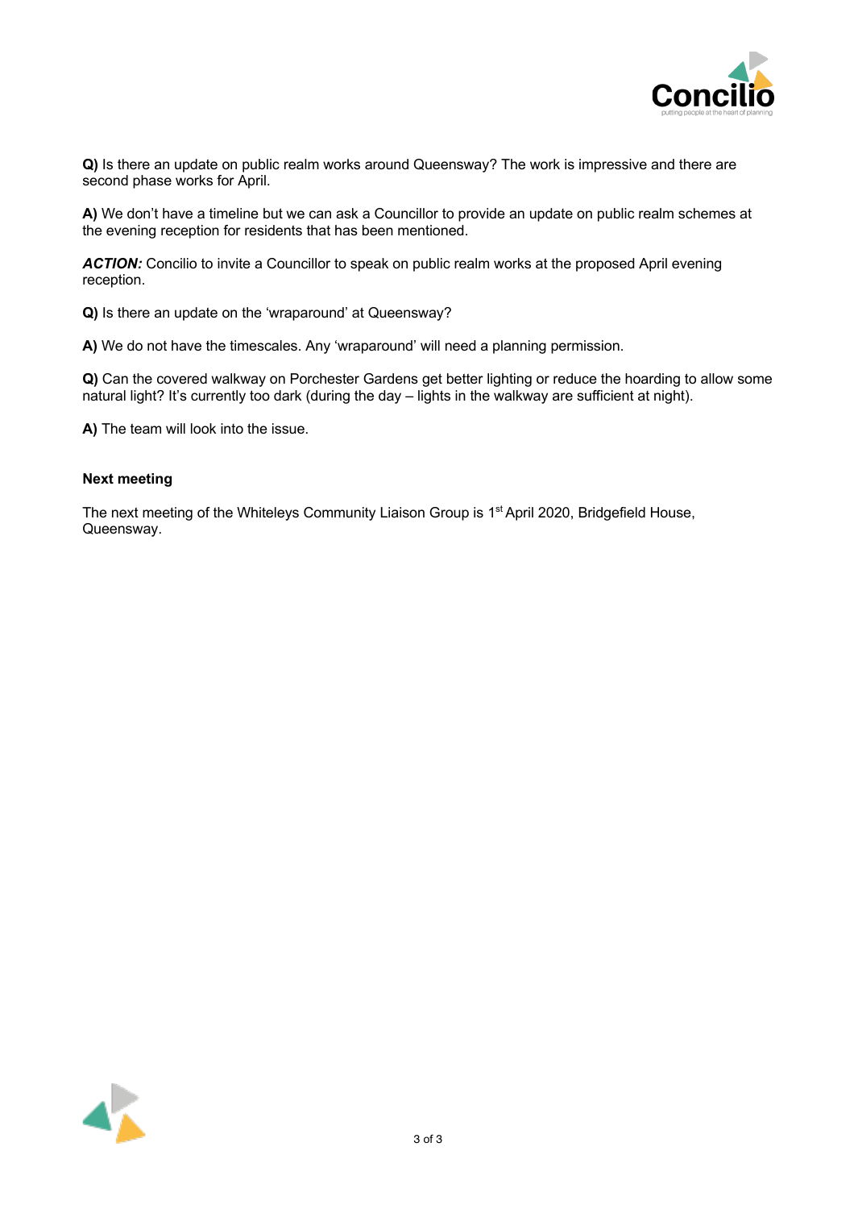**Q)** Is there an update on public realm works around Queensway? The work is impressive and there are second phase works for April.

**A)** We don't have a timeline but we can ask a Councillor to provide an update on public realm schemes at the evening reception for residents that has been mentioned.

***ACTION:*** Concilio to invite a Councillor to speak on public realm works at the proposed April evening reception.

**Q)** Is there an update on the 'wraparound' at Queensway?

**A)** We do not have the timescales. Any 'wraparound' will need a planning permission.

**Q)** Can the covered walkway on Porchester Gardens get better lighting or reduce the hoarding to allow some natural light? It's currently too dark (during the day – lights in the walkway are sufficient at night).

**A)** The team will look into the issue.

**Next meeting**

The next meeting of the Whiteleys Community Liaison Group is 1st April 2020, Bridgefield House, Queensway.